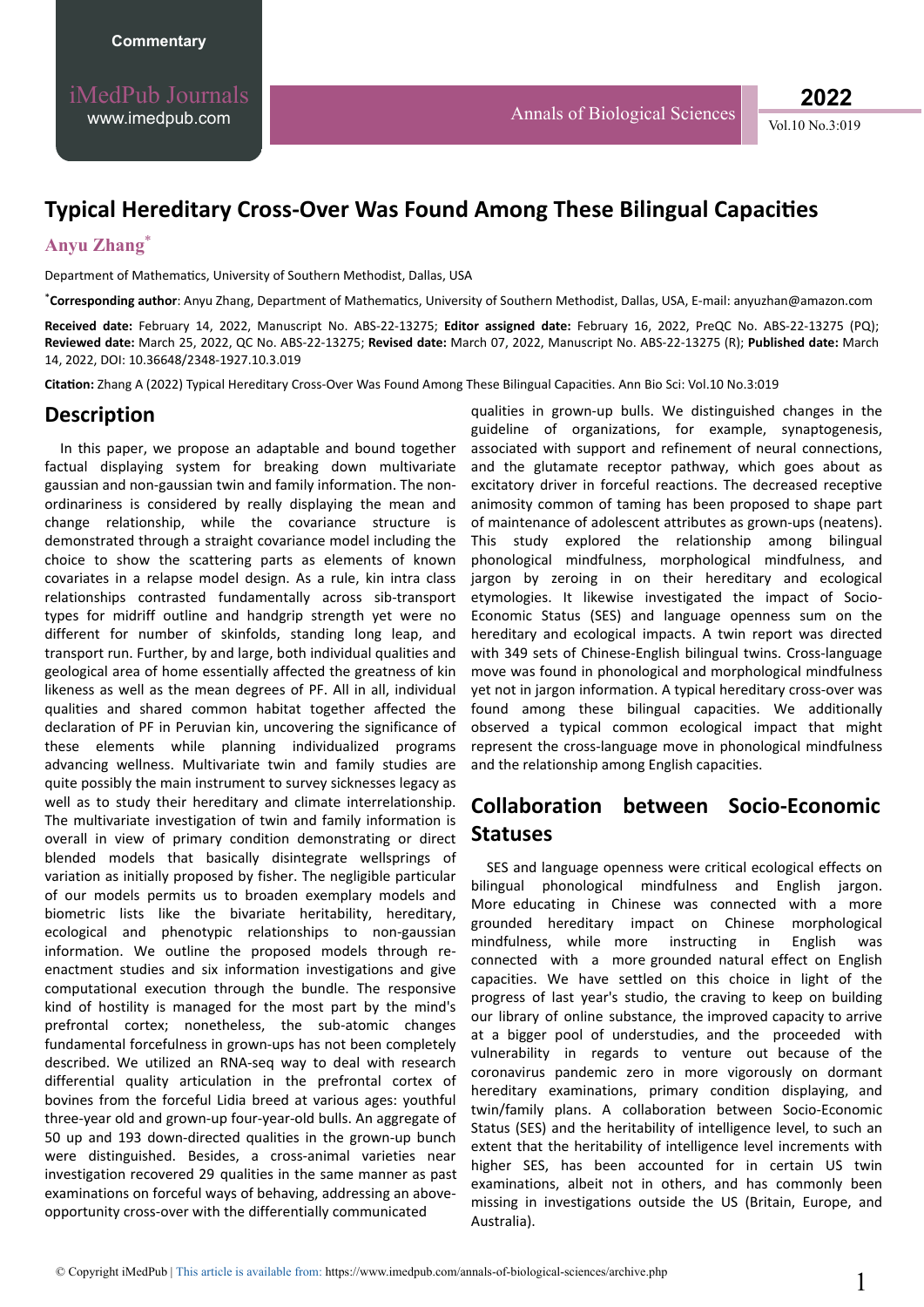# Typical Hereditary Cross-Over Was Found Among These Bilingual Capacities

**Anyu Zhang***

Department of Mathematics, University of Southern Methodist, Dallas, USA

***Corresponding author**: Anyu Zhang, Department of Mathematics, University of Southern Methodist, Dallas, USA, E-mail: anyuzhan@amazon.com

**Received date:** February 14, 2022, Manuscript No. ABS-22-13275; **Editor assigned date:** February 16, 2022, PreQC No. ABS-22-13275 (PQ); **Reviewed date:** March 25, 2022, QC No. ABS-22-13275; **Revised date:** March 07, 2022, Manuscript No. ABS-22-13275 (R); **Published date:** March 14, 2022, DOI: 10.36648/2348-1927.10.3.019

**Citation:** Zhang A (2022) Typical Hereditary Cross-Over Was Found Among These Bilingual Capacities. Ann Bio Sci: Vol.10 No.3:019

## Description

In this paper, we propose an adaptable and bound together factual displaying system for breaking down multivariate gaussian and non-gaussian twin and family information. The non-ordinariness is considered by really displaying the mean and change relationship, while the covariance structure is demonstrated through a straight covariance model including the choice to show the scattering parts as elements of known covariates in a relapse model design. As a rule, kin intra class relationships contrasted fundamentally across sib-transport types for midriff outline and handgrip strength yet were no different for number of skinfolds, standing long leap, and transport run. Further, by and large, both individual qualities and geological area of home essentially affected the greatness of kin likeness as well as the mean degrees of PF. All in all, individual qualities and shared common habitat together affected the declaration of PF in Peruvian kin, uncovering the significance of these elements while planning individualized programs advancing wellness. Multivariate twin and family studies are quite possibly the main instrument to survey sicknesses legacy as well as to study their hereditary and climate interrelationship. The multivariate investigation of twin and family information is overall in view of primary condition demonstrating or direct blended models that basically disintegrate wellsprings of variation as initially proposed by fisher. The negligible particular of our models permits us to broaden exemplary models and biometric lists like the bivariate heritability, hereditary, ecological and phenotypic relationships to non-gaussian information. We outline the proposed models through re-enactment studies and six information investigations and give computational execution through the bundle. The responsive kind of hostility is managed for the most part by the mind's prefrontal cortex; nonetheless, the sub-atomic changes fundamental forcefulness in grown-ups has not been completely described. We utilized an RNA-seq way to deal with research differential quality articulation in the prefrontal cortex of bovines from the forceful Lidia breed at various ages: youthful three-year old and grown-up four-year-old bulls. An aggregate of 50 up and 193 down-directed qualities in the grown-up bunch were distinguished. Besides, a cross-animal varieties near investigation recovered 29 qualities in the same manner as past examinations on forceful ways of behaving, addressing an above-opportunity cross-over with the differentially communicated qualities in grown-up bulls. We distinguished changes in the guideline of organizations, for example, synaptogenesis, associated with support and refinement of neural connections, and the glutamate receptor pathway, which goes about as excitatory driver in forceful reactions. The decreased receptive animosity common of taming has been proposed to shape part of maintenance of adolescent attributes as grown-ups (neatens). This study explored the relationship among bilingual phonological mindfulness, morphological mindfulness, and jargon by zeroing in on their hereditary and ecological etymologies. It likewise investigated the impact of Socio-Economic Status (SES) and language openness sum on the hereditary and ecological impacts. A twin report was directed with 349 sets of Chinese-English bilingual twins. Cross-language move was found in phonological and morphological mindfulness yet not in jargon information. A typical hereditary cross-over was found among these bilingual capacities. We additionally observed a typical common ecological impact that might represent the cross-language move in phonological mindfulness and the relationship among English capacities.

## Collaboration between Socio-Economic Statuses

SES and language openness were critical ecological effects on bilingual phonological mindfulness and English jargon. More educating in Chinese was connected with a more grounded hereditary impact on Chinese morphological mindfulness, while more instructing in English was connected with a more grounded natural effect on English capacities. We have settled on this choice in light of the progress of last year's studio, the craving to keep on building our library of online substance, the improved capacity to arrive at a bigger pool of understudies, and the proceeded with vulnerability in regards to venture out because of the coronavirus pandemic zero in more vigorously on dormant hereditary examinations, primary condition displaying, and twin/family plans. A collaboration between Socio-Economic Status (SES) and the heritability of intelligence level, to such an extent that the heritability of intelligence level increments with higher SES, has been accounted for in certain US twin examinations, albeit not in others, and has commonly been missing in investigations outside the US (Britain, Europe, and Australia).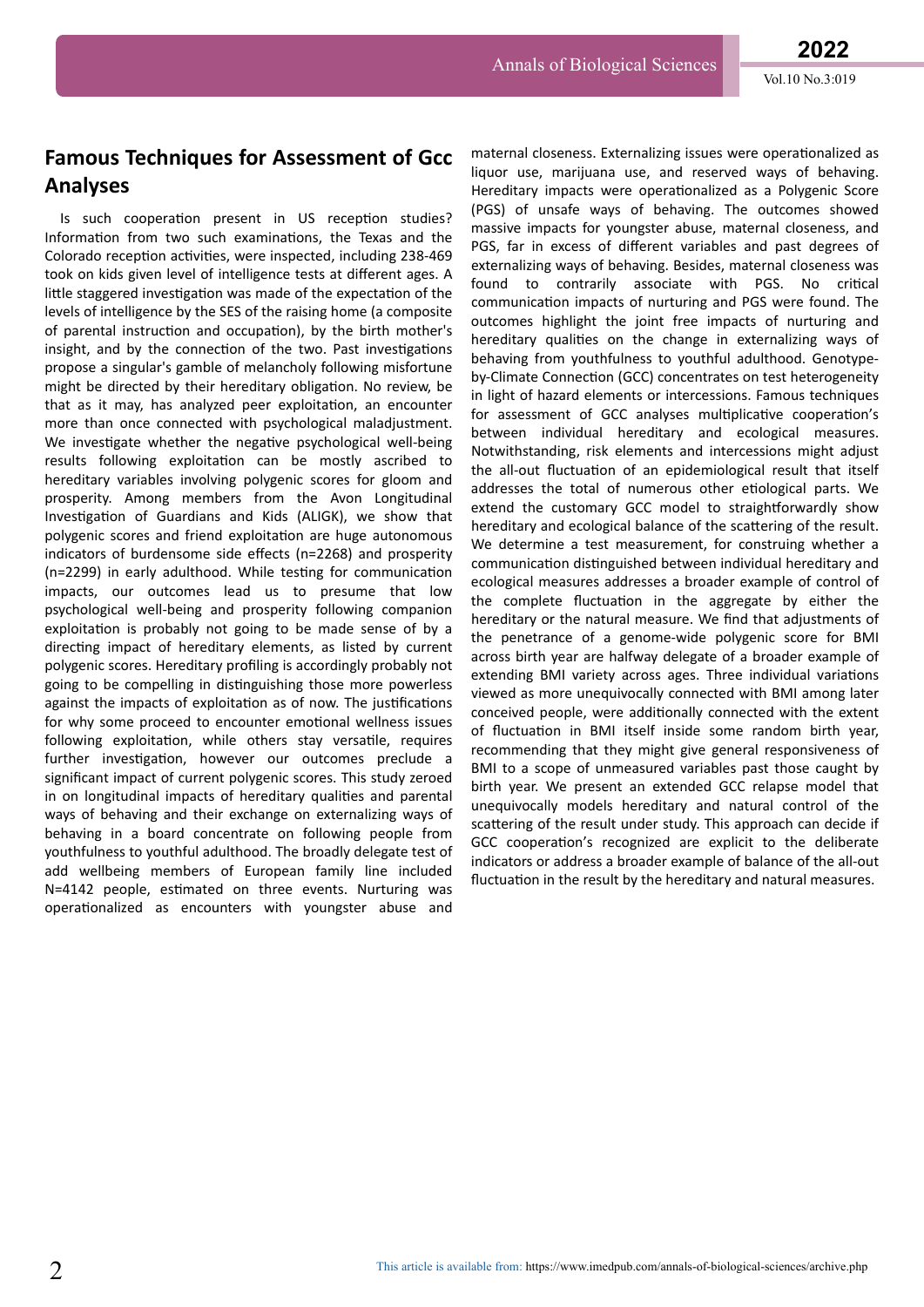## Famous Techniques for Assessment of Gcc Analyses

Is such cooperation present in US reception studies? Information from two such examinations, the Texas and the Colorado reception activities, were inspected, including 238-469 took on kids given level of intelligence tests at different ages. A little staggered investigation was made of the expectation of the levels of intelligence by the SES of the raising home (a composite of parental instruction and occupation), by the birth mother's insight, and by the connection of the two. Past investigations propose a singular's gamble of melancholy following misfortune might be directed by their hereditary obligation. No review, be that as it may, has analyzed peer exploitation, an encounter more than once connected with psychological maladjustment. We investigate whether the negative psychological well-being results following exploitation can be mostly ascribed to hereditary variables involving polygenic scores for gloom and prosperity. Among members from the Avon Longitudinal Investigation of Guardians and Kids (ALIGK), we show that polygenic scores and friend exploitation are huge autonomous indicators of burdensome side effects (n=2268) and prosperity (n=2299) in early adulthood. While testing for communication impacts, our outcomes lead us to presume that low psychological well-being and prosperity following companion exploitation is probably not going to be made sense of by a directing impact of hereditary elements, as listed by current polygenic scores. Hereditary profiling is accordingly probably not going to be compelling in distinguishing those more powerless against the impacts of exploitation as of now. The justifications for why some proceed to encounter emotional wellness issues following exploitation, while others stay versatile, requires further investigation, however our outcomes preclude a significant impact of current polygenic scores. This study zeroed in on longitudinal impacts of hereditary qualities and parental ways of behaving and their exchange on externalizing ways of behaving in a board concentrate on following people from youthfulness to youthful adulthood. The broadly delegate test of add wellbeing members of European family line included N=4142 people, estimated on three events. Nurturing was operationalized as encounters with youngster abuse and maternal closeness. Externalizing issues were operationalized as liquor use, marijuana use, and reserved ways of behaving. Hereditary impacts were operationalized as a Polygenic Score (PGS) of unsafe ways of behaving. The outcomes showed massive impacts for youngster abuse, maternal closeness, and PGS, far in excess of different variables and past degrees of externalizing ways of behaving. Besides, maternal closeness was found to contrarily associate with PGS. No critical communication impacts of nurturing and PGS were found. The outcomes highlight the joint free impacts of nurturing and hereditary qualities on the change in externalizing ways of behaving from youthfulness to youthful adulthood. Genotype-by-Climate Connection (GCC) concentrates on test heterogeneity in light of hazard elements or intercessions. Famous techniques for assessment of GCC analyses multiplicative cooperation's between individual hereditary and ecological measures. Notwithstanding, risk elements and intercessions might adjust the all-out fluctuation of an epidemiological result that itself addresses the total of numerous other etiological parts. We extend the customary GCC model to straightforwardly show hereditary and ecological balance of the scattering of the result. We determine a test measurement, for construing whether a communication distinguished between individual hereditary and ecological measures addresses a broader example of control of the complete fluctuation in the aggregate by either the hereditary or the natural measure. We find that adjustments of the penetrance of a genome-wide polygenic score for BMI across birth year are halfway delegate of a broader example of extending BMI variety across ages. Three individual variations viewed as more unequivocally connected with BMI among later conceived people, were additionally connected with the extent of fluctuation in BMI itself inside some random birth year, recommending that they might give general responsiveness of BMI to a scope of unmeasured variables past those caught by birth year. We present an extended GCC relapse model that unequivocally models hereditary and natural control of the scattering of the result under study. This approach can decide if GCC cooperation's recognized are explicit to the deliberate indicators or address a broader example of balance of the all-out fluctuation in the result by the hereditary and natural measures.